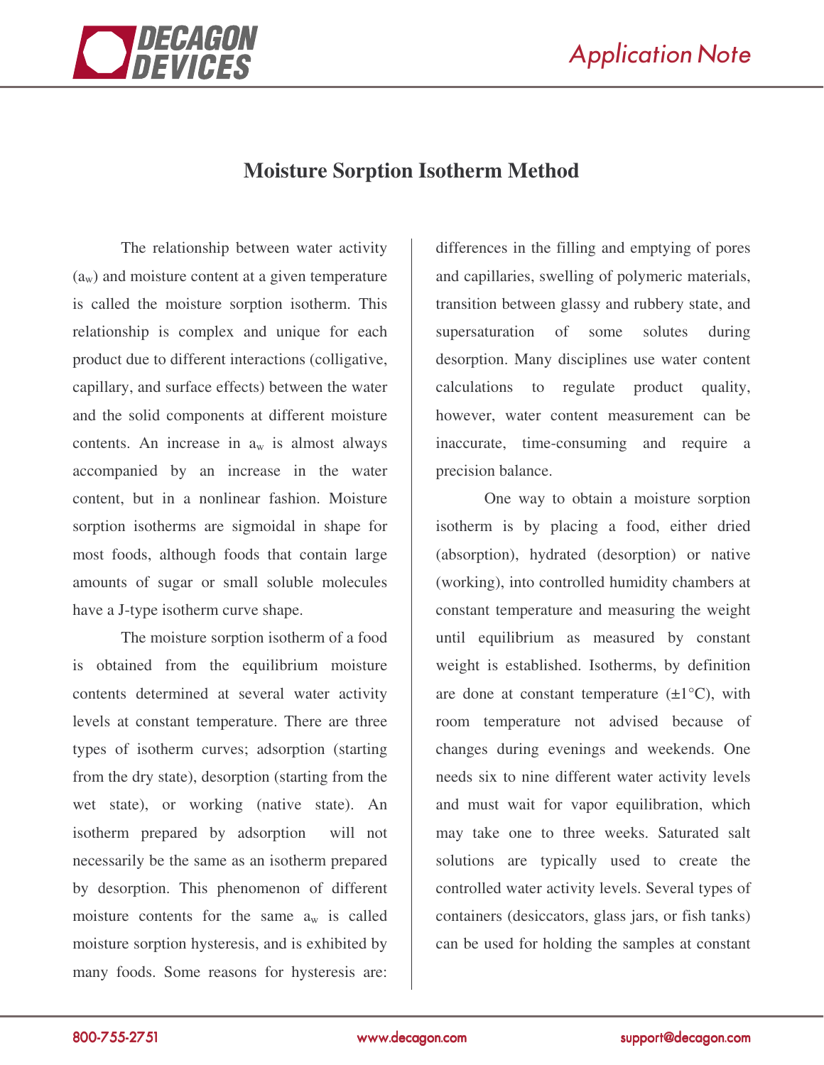# Moisture Sorption Isotherm Method

The relationship between water activity ($a_w$) and moisture content at a given temperature is called the moisture sorption isotherm. This relationship is complex and unique for each product due to different interactions (colligative, capillary, and surface effects) between the water and the solid components at different moisture contents. An increase in $a_w$ is almost always accompanied by an increase in the water content, but in a nonlinear fashion. Moisture sorption isotherms are sigmoidal in shape for most foods, although foods that contain large amounts of sugar or small soluble molecules have a J-type isotherm curve shape.

The moisture sorption isotherm of a food is obtained from the equilibrium moisture contents determined at several water activity levels at constant temperature. There are three types of isotherm curves; adsorption (starting from the dry state), desorption (starting from the wet state), or working (native state). An isotherm prepared by adsorption will not necessarily be the same as an isotherm prepared by desorption. This phenomenon of different moisture contents for the same $a_w$ is called moisture sorption hysteresis, and is exhibited by many foods. Some reasons for hysteresis are: differences in the filling and emptying of pores and capillaries, swelling of polymeric materials, transition between glassy and rubbery state, and supersaturation of some solutes during desorption. Many disciplines use water content calculations to regulate product quality, however, water content measurement can be inaccurate, time-consuming and require a precision balance.

One way to obtain a moisture sorption isotherm is by placing a food, either dried (absorption), hydrated (desorption) or native (working), into controlled humidity chambers at constant temperature and measuring the weight until equilibrium as measured by constant weight is established. Isotherms, by definition are done at constant temperature (±1°C), with room temperature not advised because of changes during evenings and weekends. One needs six to nine different water activity levels and must wait for vapor equilibration, which may take one to three weeks. Saturated salt solutions are typically used to create the controlled water activity levels. Several types of containers (desiccators, glass jars, or fish tanks) can be used for holding the samples at constant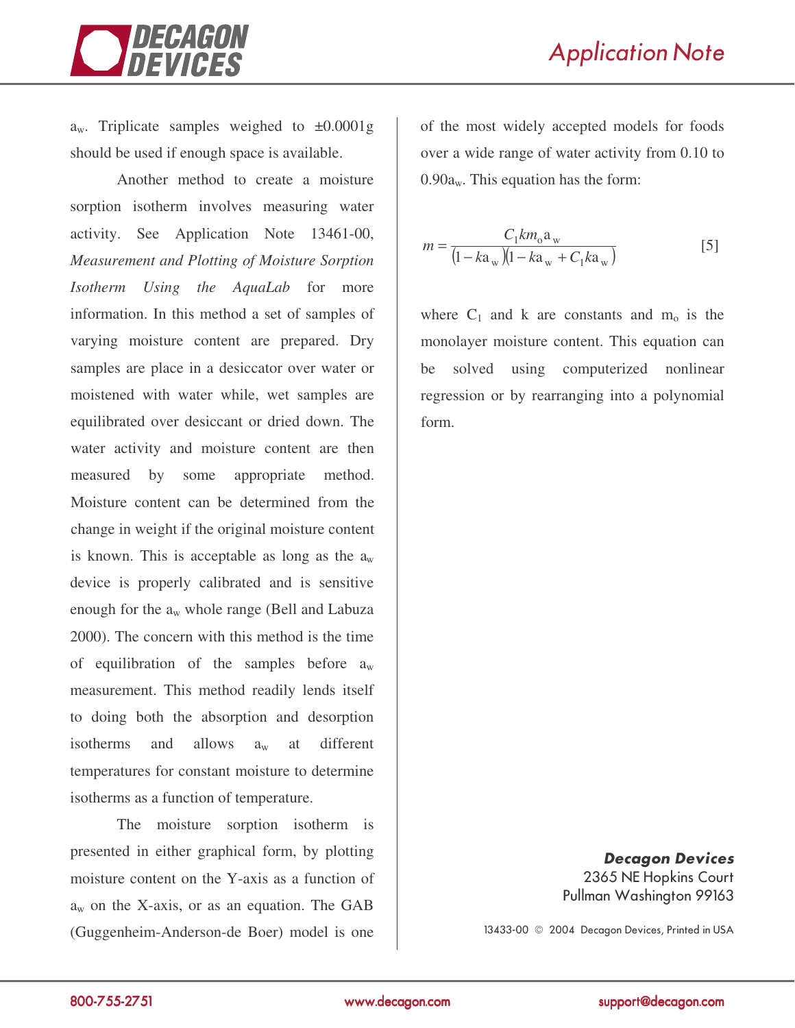$a_w$. Triplicate samples weighed to ±0.0001g should be used if enough space is available.

Another method to create a moisture sorption isotherm involves measuring water activity. See Application Note 13461-00, *Measurement and Plotting of Moisture Sorption Isotherm Using the AquaLab* for more information. In this method a set of samples of varying moisture content are prepared. Dry samples are place in a desiccator over water or moistened with water while, wet samples are equilibrated over desiccant or dried down. The water activity and moisture content are then measured by some appropriate method. Moisture content can be determined from the change in weight if the original moisture content is known. This is acceptable as long as the $a_w$ device is properly calibrated and is sensitive enough for the $a_w$ whole range (Bell and Labuza 2000). The concern with this method is the time of equilibration of the samples before $a_w$ measurement. This method readily lends itself to doing both the absorption and desorption isotherms and allows $a_w$ at different temperatures for constant moisture to determine isotherms as a function of temperature.

The moisture sorption isotherm is presented in either graphical form, by plotting moisture content on the Y-axis as a function of $a_w$ on the X-axis, or as an equation. The GAB (Guggenheim-Anderson-de Boer) model is one of the most widely accepted models for foods over a wide range of water activity from 0.10 to 0.90$a_w$. This equation has the form:

$$m = \frac{C_1 k m_o a_w}{(1 - k a_w)(1 - k a_w + C_1 k a_w)} \qquad [5]$$

where $C_1$ and k are constants and $m_o$ is the monolayer moisture content. This equation can be solved using computerized nonlinear regression or by rearranging into a polynomial form.

***Decagon Devices***
2365 NE Hopkins Court
Pullman Washington 99163

13433-00 © 2004 Decagon Devices, Printed in USA